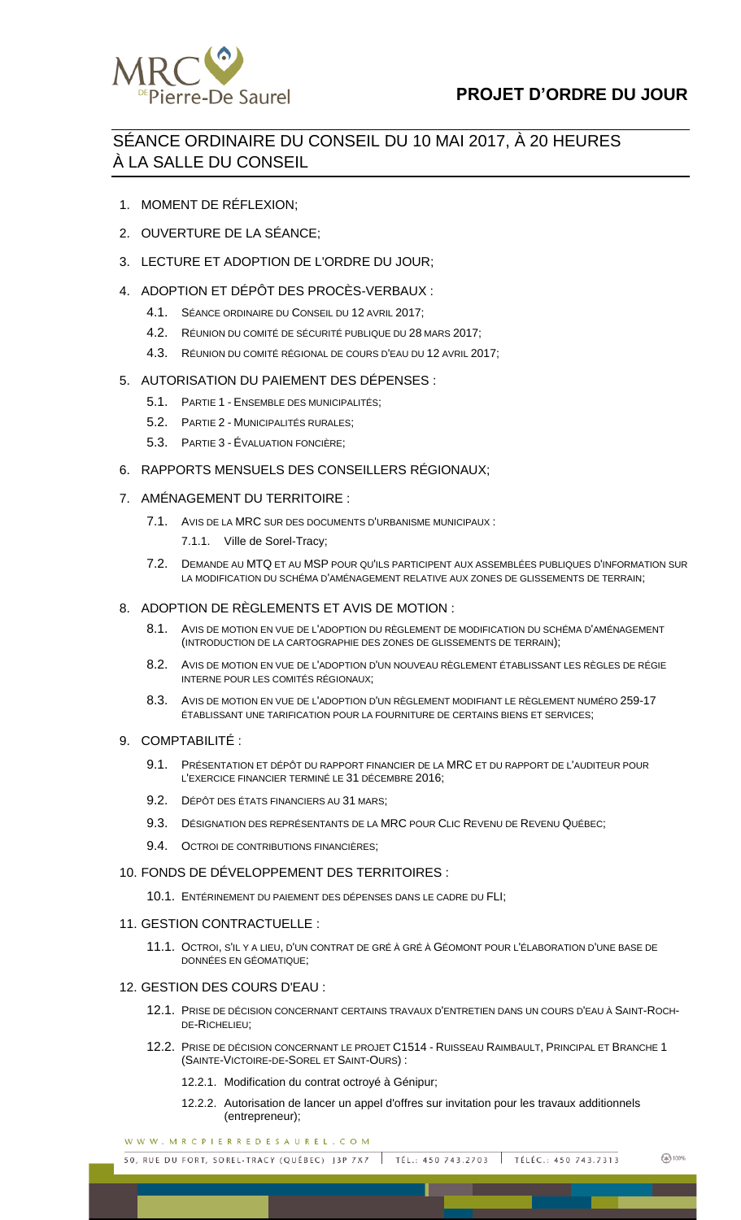# PROJET D'ORDRE DU JOUR

## SÉANCE ORDINAIRE DU CONSEIL DU 10 MAI 2017, À 20 HEURES À LA SALLE DU CONSEIL

1. MOMENT DE RÉFLEXION;
2. OUVERTURE DE LA SÉANCE;
3. LECTURE ET ADOPTION DE L'ORDRE DU JOUR;
4. ADOPTION ET DÉPÔT DES PROCÈS-VERBAUX :
    - 4.1. SÉANCE ORDINAIRE DU CONSEIL DU 12 AVRIL 2017;
    - 4.2. RÉUNION DU COMITÉ DE SÉCURITÉ PUBLIQUE DU 28 MARS 2017;
    - 4.3. RÉUNION DU COMITÉ RÉGIONAL DE COURS D'EAU DU 12 AVRIL 2017;
5. AUTORISATION DU PAIEMENT DES DÉPENSES :
    - 5.1. PARTIE 1 - ENSEMBLE DES MUNICIPALITÉS;
    - 5.2. PARTIE 2 - MUNICIPALITÉS RURALES;
    - 5.3. PARTIE 3 - ÉVALUATION FONCIÈRE;
6. RAPPORTS MENSUELS DES CONSEILLERS RÉGIONAUX;
7. AMÉNAGEMENT DU TERRITOIRE :
    - 7.1. AVIS DE LA MRC SUR DES DOCUMENTS D'URBANISME MUNICIPAUX :
        - 7.1.1. Ville de Sorel-Tracy;
    - 7.2. DEMANDE AU MTQ ET AU MSP POUR QU'ILS PARTICIPENT AUX ASSEMBLÉES PUBLIQUES D'INFORMATION SUR LA MODIFICATION DU SCHÉMA D'AMÉNAGEMENT RELATIVE AUX ZONES DE GLISSEMENTS DE TERRAIN;
8. ADOPTION DE RÈGLEMENTS ET AVIS DE MOTION :
    - 8.1. AVIS DE MOTION EN VUE DE L'ADOPTION DU RÈGLEMENT DE MODIFICATION DU SCHÉMA D'AMÉNAGEMENT (INTRODUCTION DE LA CARTOGRAPHIE DES ZONES DE GLISSEMENTS DE TERRAIN);
    - 8.2. AVIS DE MOTION EN VUE DE L'ADOPTION D'UN NOUVEAU RÈGLEMENT ÉTABLISSANT LES RÈGLES DE RÉGIE INTERNE POUR LES COMITÉS RÉGIONAUX;
    - 8.3. AVIS DE MOTION EN VUE DE L'ADOPTION D'UN RÈGLEMENT MODIFIANT LE RÈGLEMENT NUMÉRO 259-17 ÉTABLISSANT UNE TARIFICATION POUR LA FOURNITURE DE CERTAINS BIENS ET SERVICES;
9. COMPTABILITÉ :
    - 9.1. PRÉSENTATION ET DÉPÔT DU RAPPORT FINANCIER DE LA MRC ET DU RAPPORT DE L'AUDITEUR POUR L'EXERCICE FINANCIER TERMINÉ LE 31 DÉCEMBRE 2016;
    - 9.2. DÉPÔT DES ÉTATS FINANCIERS AU 31 MARS;
    - 9.3. DÉSIGNATION DES REPRÉSENTANTS DE LA MRC POUR CLIC REVENU DE REVENU QUÉBEC;
    - 9.4. OCTROI DE CONTRIBUTIONS FINANCIÈRES;
10. FONDS DE DÉVELOPPEMENT DES TERRITOIRES :
    - 10.1. ENTÉRINEMENT DU PAIEMENT DES DÉPENSES DANS LE CADRE DU FLI;
11. GESTION CONTRACTUELLE :
    - 11.1. OCTROI, S'IL Y A LIEU, D'UN CONTRAT DE GRÉ À GRÉ À GÉOMONT POUR L'ÉLABORATION D'UNE BASE DE DONNÉES EN GÉOMATIQUE;
12. GESTION DES COURS D'EAU :
    - 12.1. PRISE DE DÉCISION CONCERNANT CERTAINS TRAVAUX D'ENTRETIEN DANS UN COURS D'EAU À SAINT-ROCH-DE-RICHELIEU;
    - 12.2. PRISE DE DÉCISION CONCERNANT LE PROJET C1514 - RUISSEAU RAIMBAULT, PRINCIPAL ET BRANCHE 1 (SAINTE-VICTOIRE-DE-SOREL ET SAINT-OURS) :
        - 12.2.1. Modification du contrat octroyé à Génipur;
        - 12.2.2. Autorisation de lancer un appel d'offres sur invitation pour les travaux additionnels (entrepreneur);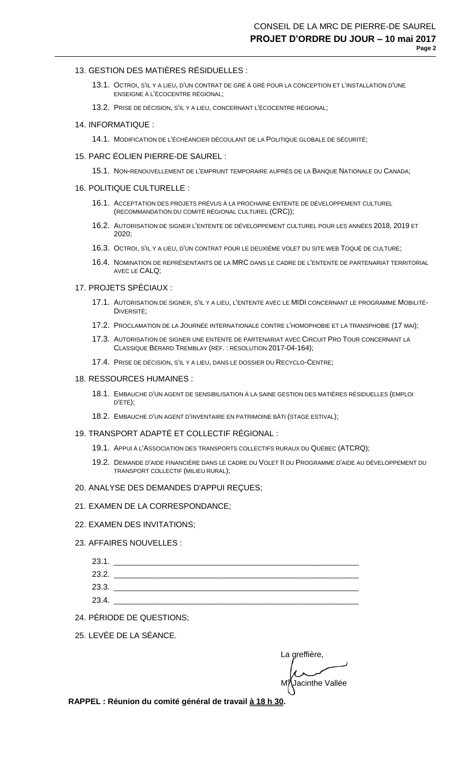13. GESTION DES MATIÈRES RÉSIDUELLES :

    13.1. OCTROI, S'IL Y A LIEU, D'UN CONTRAT DE GRÉ À GRÉ POUR LA CONCEPTION ET L'INSTALLATION D'UNE ENSEIGNE À L'ÉCOCENTRE RÉGIONAL;

    13.2. PRISE DE DÉCISION, S'IL Y A LIEU, CONCERNANT L'ÉCOCENTRE RÉGIONAL;

14. INFORMATIQUE :

    14.1. MODIFICATION DE L'ÉCHÉANCIER DÉCOULANT DE LA POLITIQUE GLOBALE DE SÉCURITÉ;

15. PARC ÉOLIEN PIERRE-DE SAUREL :

    15.1. NON-RENOUVELLEMENT DE L'EMPRUNT TEMPORAIRE AUPRÈS DE LA BANQUE NATIONALE DU CANADA;

16. POLITIQUE CULTURELLE :

    16.1. ACCEPTATION DES PROJETS PRÉVUS À LA PROCHAINE ENTENTE DE DÉVELOPPEMENT CULTUREL (RECOMMANDATION DU COMITÉ RÉGIONAL CULTUREL (CRC));

    16.2. AUTORISATION DE SIGNER L'ENTENTE DE DÉVELOPPEMENT CULTUREL POUR LES ANNÉES 2018, 2019 ET 2020;

    16.3. OCTROI, S'IL Y A LIEU, D'UN CONTRAT POUR LE DEUXIÈME VOLET DU SITE WEB TOQUÉ DE CULTURE;

    16.4. NOMINATION DE REPRÉSENTANTS DE LA MRC DANS LE CADRE DE L'ENTENTE DE PARTENARIAT TERRITORIAL AVEC LE CALQ;

17. PROJETS SPÉCIAUX :

    17.1. AUTORISATION DE SIGNER, S'IL Y A LIEU, L'ENTENTE AVEC LE MIDI CONCERNANT LE PROGRAMME MOBILITÉ-DIVERSITÉ;

    17.2. PROCLAMATION DE LA JOURNÉE INTERNATIONALE CONTRE L'HOMOPHOBIE ET LA TRANSPHOBIE (17 MAI);

    17.3. AUTORISATION DE SIGNER UNE ENTENTE DE PARTENARIAT AVEC CIRCUIT PRO TOUR CONCERNANT LA CLASSIQUE BÉRARD TREMBLAY (RÉF. : RÉSOLUTION 2017-04-164);

    17.4. PRISE DE DÉCISION, S'IL Y A LIEU, DANS LE DOSSIER DU RECYCLO-CENTRE;

18. RESSOURCES HUMAINES :

    18.1. EMBAUCHE D'UN AGENT DE SENSIBILISATION À LA SAINE GESTION DES MATIÈRES RÉSIDUELLES (EMPLOI D'ÉTÉ);

    18.2. EMBAUCHE D'UN AGENT D'INVENTAIRE EN PATRIMOINE BÂTI (STAGE ESTIVAL);

19. TRANSPORT ADAPTÉ ET COLLECTIF RÉGIONAL :

    19.1. APPUI À L'ASSOCIATION DES TRANSPORTS COLLECTIFS RURAUX DU QUÉBEC (ATCRQ);

    19.2. DEMANDE D'AIDE FINANCIÈRE DANS LE CADRE DU VOLET II DU PROGRAMME D'AIDE AU DÉVELOPPEMENT DU TRANSPORT COLLECTIF (MILIEU RURAL);

20. ANALYSE DES DEMANDES D'APPUI REÇUES;

21. EXAMEN DE LA CORRESPONDANCE;

22. EXAMEN DES INVITATIONS;

23. AFFAIRES NOUVELLES :

    23.1. ______________________________________________

    23.2. ______________________________________________

    23.3. ______________________________________________

    23.4. ______________________________________________

24. PÉRIODE DE QUESTIONS;

25. LEVÉE DE LA SÉANCE.

La greffière,

Me Jacinthe Vallée

**RAPPEL : Réunion du comité général de travail à 18 h 30.**